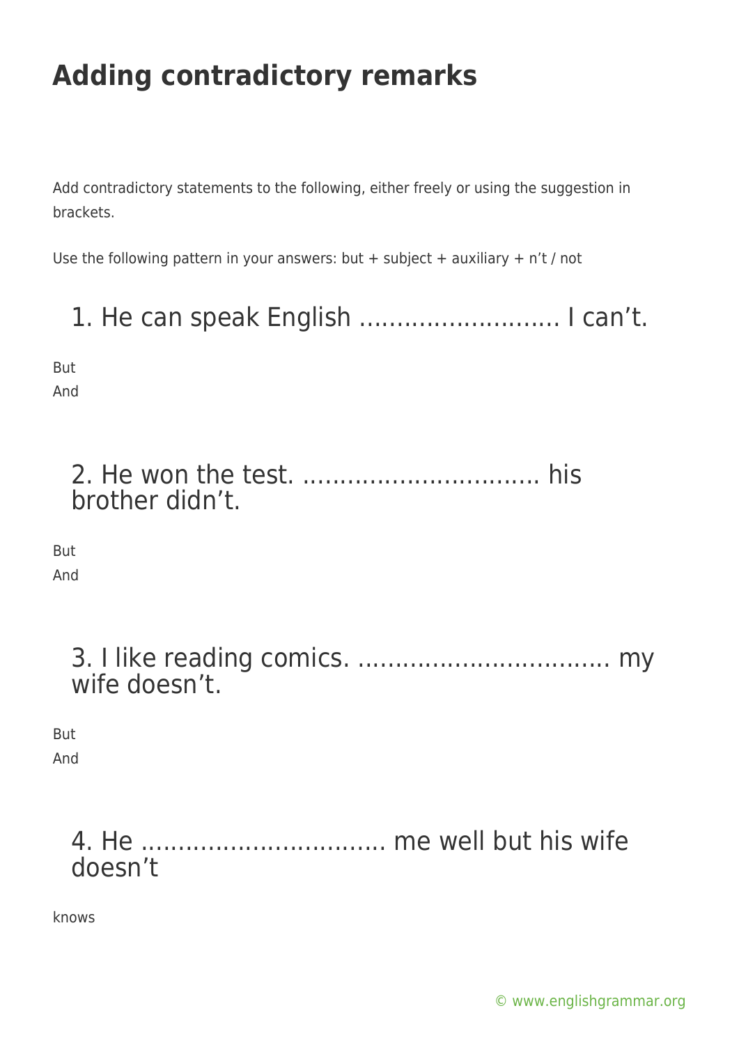# Adding contradictory remarks

Add contradictory statements to the following, either freely or using the suggestion in brackets.

Use the following pattern in your answers: but + subject + auxiliary + n't / not

## 1. He can speak English ……………………… I can't.

But
And

## 2. He won the test. ………………………….. his brother didn't.

But
And

## 3. I like reading comics. ……………………………. my wife doesn't.

But
And

## 4. He ………………………….. me well but his wife doesn't

knows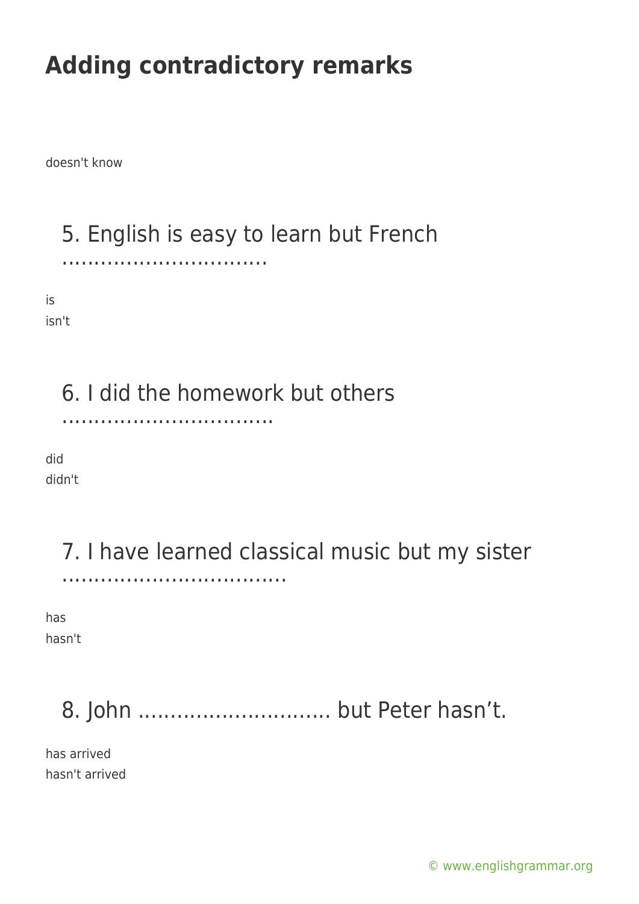# Adding contradictory remarks

doesn't know

5. English is easy to learn but French ................................

is
isn't

6. I did the homework but others .................................

did
didn't

7. I have learned classical music but my sister ...................................

has
hasn't

8. John .............................. but Peter hasn't.

has arrived
hasn't arrived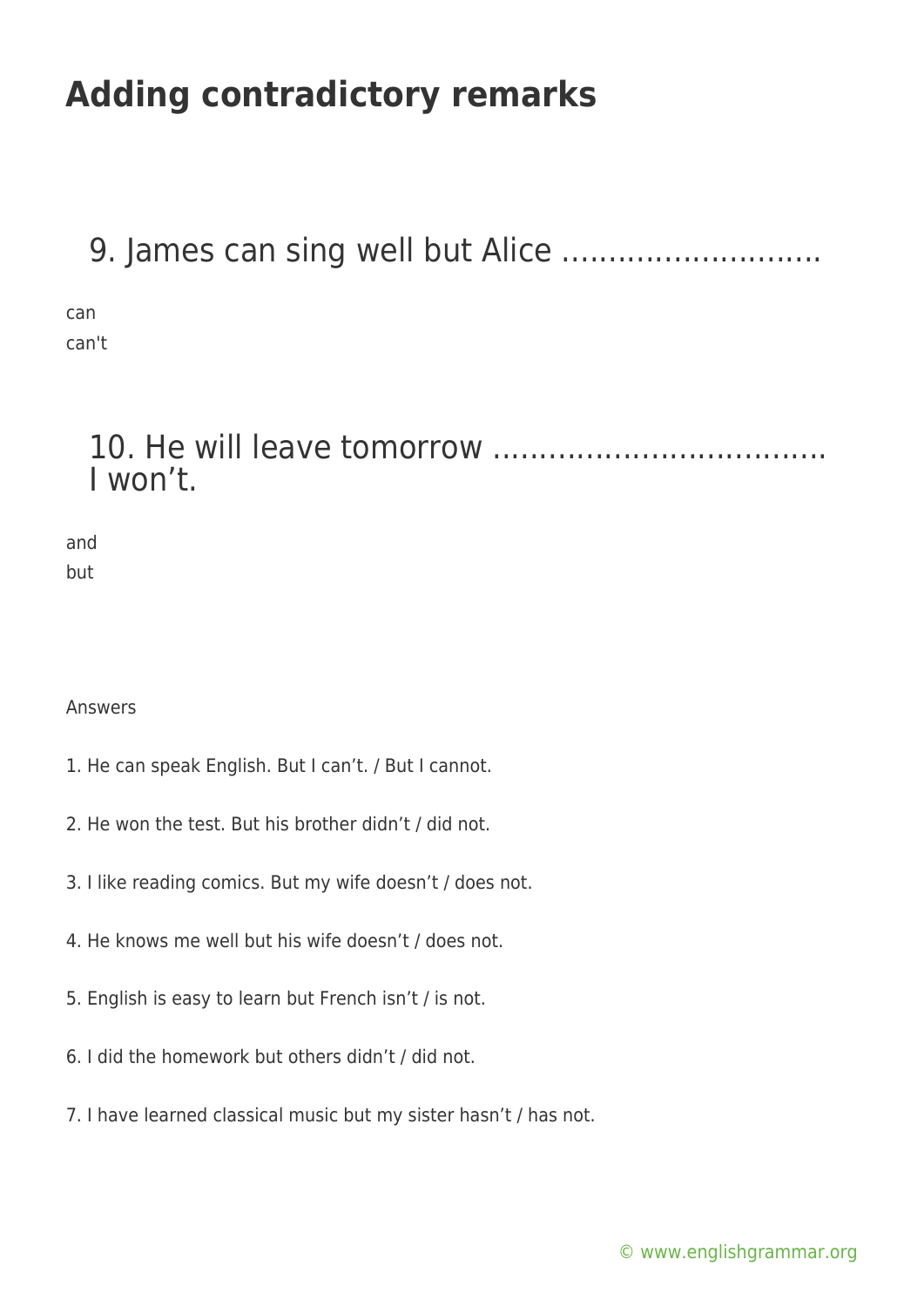# Adding contradictory remarks

## 9. James can sing well but Alice ………………………

can
can't

## 10. He will leave tomorrow ……………………………… I won’t.

and
but

Answers

1. He can speak English. But I can’t. / But I cannot.

2. He won the test. But his brother didn’t / did not.

3. I like reading comics. But my wife doesn’t / does not.

4. He knows me well but his wife doesn’t / does not.

5. English is easy to learn but French isn’t / is not.

6. I did the homework but others didn’t / did not.

7. I have learned classical music but my sister hasn’t / has not.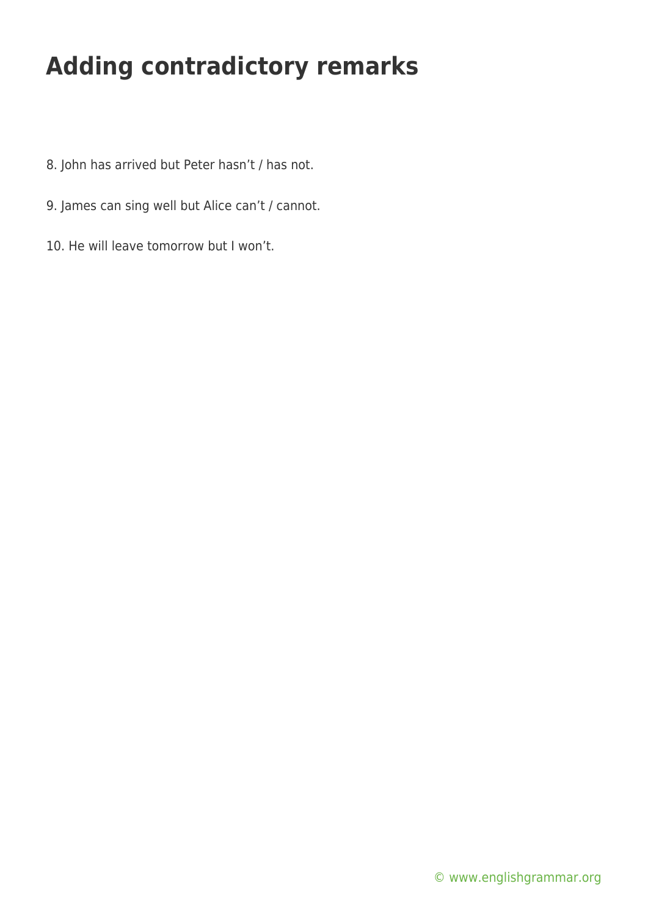# Adding contradictory remarks

8. John has arrived but Peter hasn't / has not.

9. James can sing well but Alice can't / cannot.

10. He will leave tomorrow but I won't.